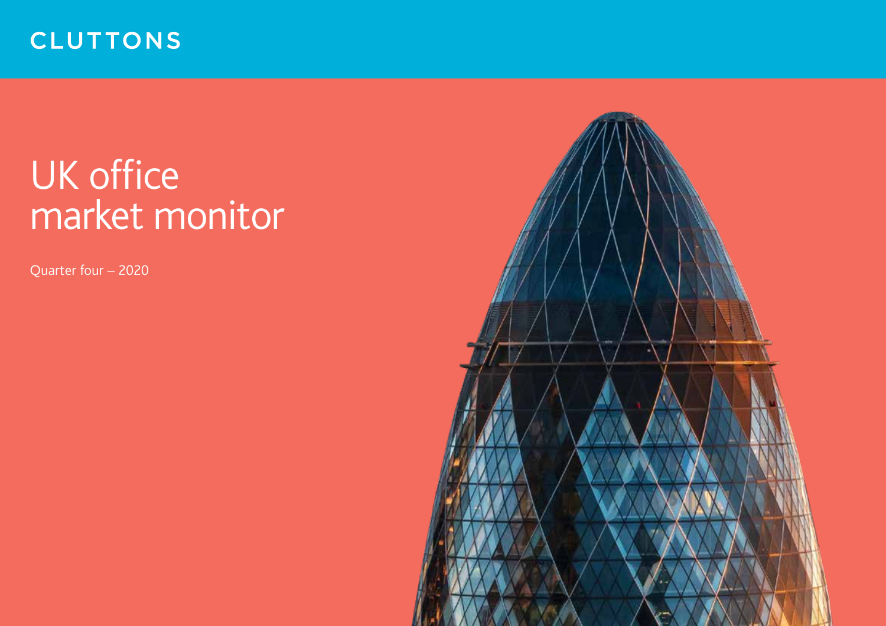CLUTTONS

# UK office market monitor

Quarter four – 2020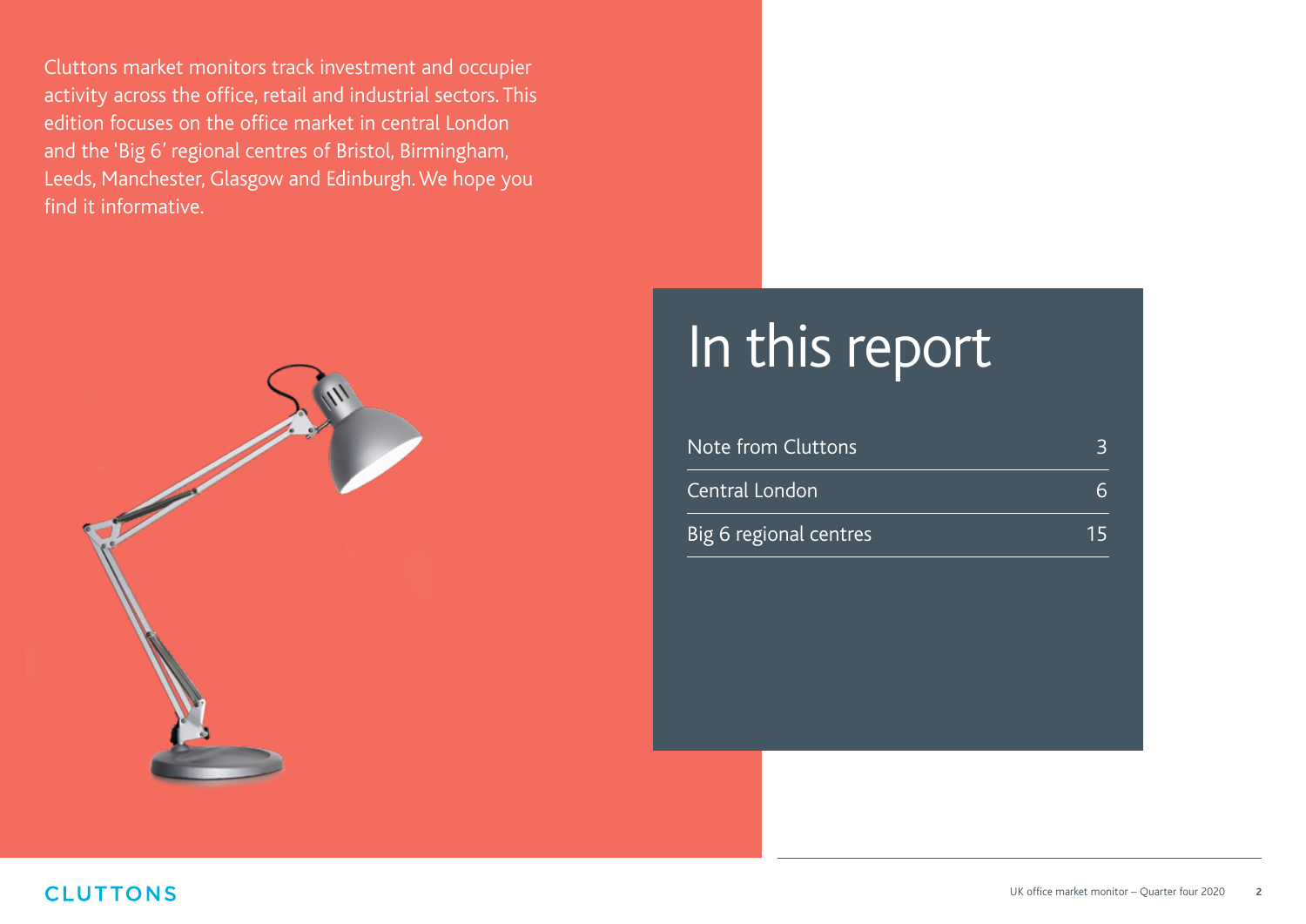Cluttons market monitors track investment and occupier activity across the office, retail and industrial sectors. This edition focuses on the office market in central London and the 'Big 6' regional centres of Bristol, Birmingham, Leeds, Manchester, Glasgow and Edinburgh. We hope you find it informative.

# In this report

| | |
|---|---|
| Note from Cluttons | 3 |
| Central London | 6 |
| Big 6 regional centres | 15 |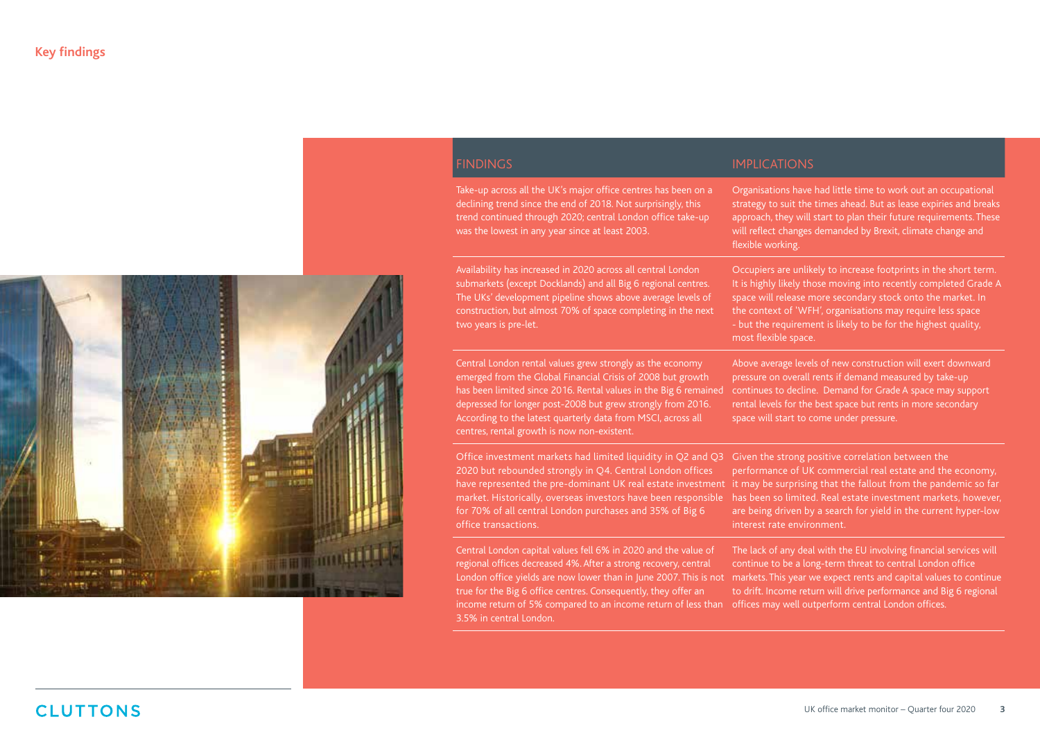## Key findings

| FINDINGS | IMPLICATIONS |
| --- | --- |
| Take-up across all the UK's major office centres has been on a declining trend since the end of 2018. Not surprisingly, this trend continued through 2020; central London office take-up was the lowest in any year since at least 2003. | Organisations have had little time to work out an occupational strategy to suit the times ahead. But as lease expiries and breaks approach, they will start to plan their future requirements. These will reflect changes demanded by Brexit, climate change and flexible working. |
| Availability has increased in 2020 across all central London submarkets (except Docklands) and all Big 6 regional centres. The UKs' development pipeline shows above average levels of construction, but almost 70% of space completing in the next two years is pre-let. | Occupiers are unlikely to increase footprints in the short term. It is highly likely those moving into recently completed Grade A space will release more secondary stock onto the market. In the context of 'WFH', organisations may require less space - but the requirement is likely to be for the highest quality, most flexible space. |
| Central London rental values grew strongly as the economy emerged from the Global Financial Crisis of 2008 but growth has been limited since 2016. Rental values in the Big 6 remained depressed for longer post-2008 but grew strongly from 2016. According to the latest quarterly data from MSCI, across all centres, rental growth is now non-existent. | Above average levels of new construction will exert downward pressure on overall rents if demand measured by take-up continues to decline. Demand for Grade A space may support rental levels for the best space but rents in more secondary space will start to come under pressure. |
| Office investment markets had limited liquidity in Q2 and Q3 2020 but rebounded strongly in Q4. Central London offices have represented the pre-dominant UK real estate investment market. Historically, overseas investors have been responsible for 70% of all central London purchases and 35% of Big 6 office transactions. | Given the strong positive correlation between the performance of UK commercial real estate and the economy, it may be surprising that the fallout from the pandemic so far has been so limited. Real estate investment markets, however, are being driven by a search for yield in the current hyper-low interest rate environment. |
| Central London capital values fell 6% in 2020 and the value of regional offices decreased 4%. After a strong recovery, central London office yields are now lower than in June 2007. This is not true for the Big 6 office centres. Consequently, they offer an income return of 5% compared to an income return of less than 3.5% in central London. | The lack of any deal with the EU involving financial services will continue to be a long-term threat to central London office markets. This year we expect rents and capital values to continue to drift. Income return will drive performance and Big 6 regional offices may well outperform central London offices. |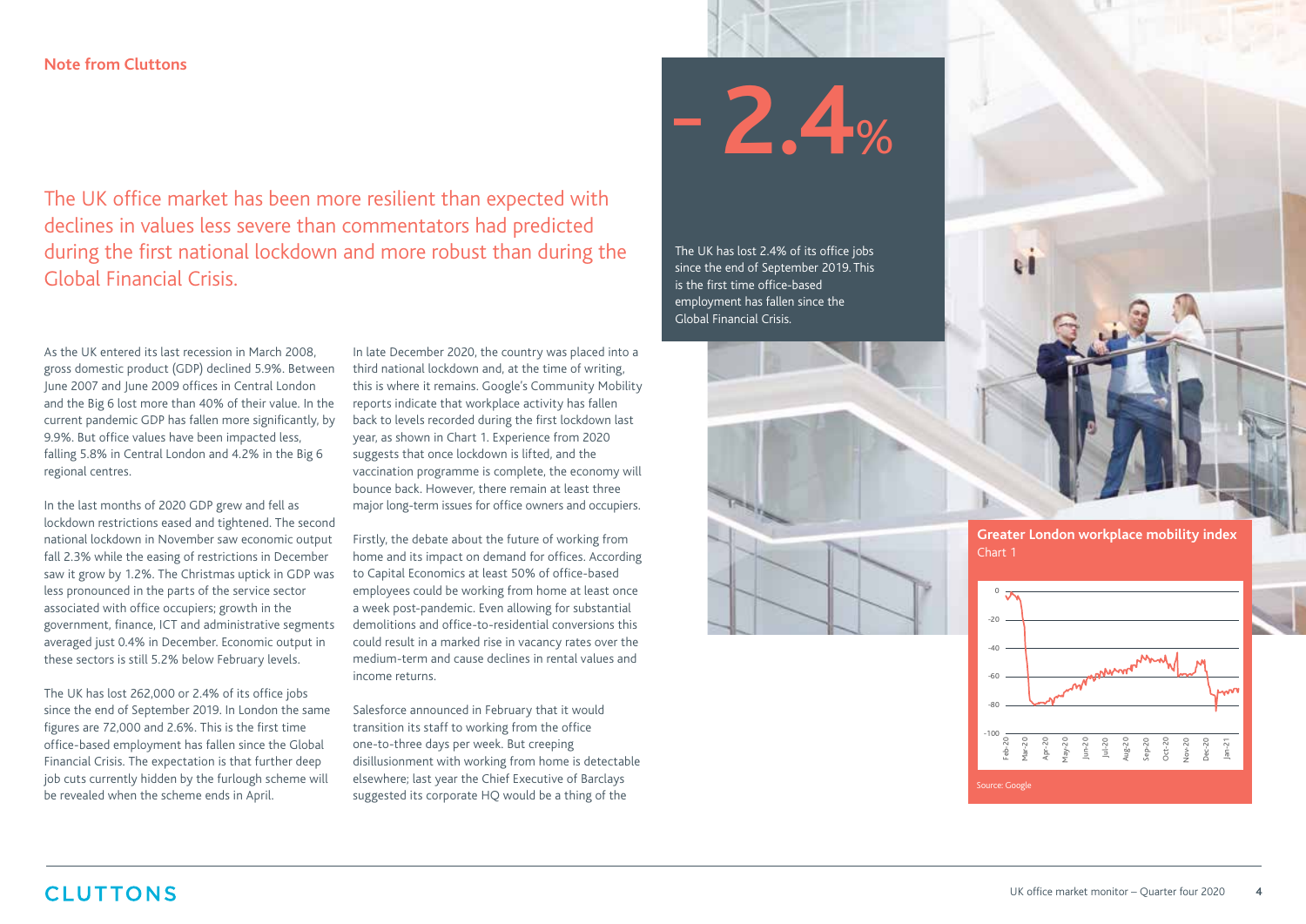## Note from Cluttons

The UK office market has been more resilient than expected with declines in values less severe than commentators had predicted during the first national lockdown and more robust than during the Global Financial Crisis.

As the UK entered its last recession in March 2008, gross domestic product (GDP) declined 5.9%. Between June 2007 and June 2009 offices in Central London and the Big 6 lost more than 40% of their value. In the current pandemic GDP has fallen more significantly, by 9.9%. But office values have been impacted less, falling 5.8% in Central London and 4.2% in the Big 6 regional centres.

In the last months of 2020 GDP grew and fell as lockdown restrictions eased and tightened. The second national lockdown in November saw economic output fall 2.3% while the easing of restrictions in December saw it grow by 1.2%. The Christmas uptick in GDP was less pronounced in the parts of the service sector associated with office occupiers; growth in the government, finance, ICT and administrative segments averaged just 0.4% in December. Economic output in these sectors is still 5.2% below February levels.

The UK has lost 262,000 or 2.4% of its office jobs since the end of September 2019. In London the same figures are 72,000 and 2.6%. This is the first time office-based employment has fallen since the Global Financial Crisis. The expectation is that further deep job cuts currently hidden by the furlough scheme will be revealed when the scheme ends in April.

In late December 2020, the country was placed into a third national lockdown and, at the time of writing, this is where it remains. Google's Community Mobility reports indicate that workplace activity has fallen back to levels recorded during the first lockdown last year, as shown in Chart 1. Experience from 2020 suggests that once lockdown is lifted, and the vaccination programme is complete, the economy will bounce back. However, there remain at least three major long-term issues for office owners and occupiers.

Firstly, the debate about the future of working from home and its impact on demand for offices. According to Capital Economics at least 50% of office-based employees could be working from home at least once a week post-pandemic. Even allowing for substantial demolitions and office-to-residential conversions this could result in a marked rise in vacancy rates over the medium-term and cause declines in rental values and income returns.

Salesforce announced in February that it would transition its staff to working from the office one-to-three days per week. But creeping disillusionment with working from home is detectable elsewhere; last year the Chief Executive of Barclays suggested its corporate HQ would be a thing of the

**-2.4%**

The UK has lost 2.4% of its office jobs since the end of September 2019. This is the first time office-based employment has fallen since the Global Financial Crisis.

**Greater London workplace mobility index**
Chart 1

Source: Google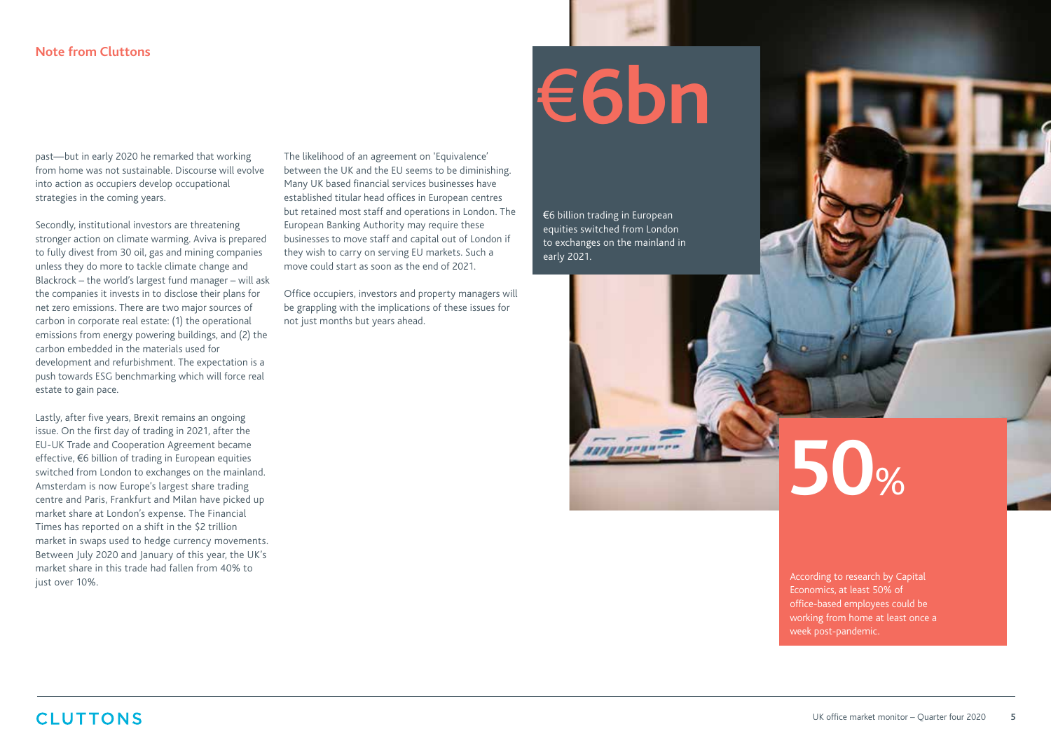## Note from Cluttons

past—but in early 2020 he remarked that working from home was not sustainable. Discourse will evolve into action as occupiers develop occupational strategies in the coming years.

Secondly, institutional investors are threatening stronger action on climate warming. Aviva is prepared to fully divest from 30 oil, gas and mining companies unless they do more to tackle climate change and Blackrock – the world's largest fund manager – will ask the companies it invests in to disclose their plans for net zero emissions. There are two major sources of carbon in corporate real estate: (1) the operational emissions from energy powering buildings, and (2) the carbon embedded in the materials used for development and refurbishment. The expectation is a push towards ESG benchmarking which will force real estate to gain pace.

Lastly, after five years, Brexit remains an ongoing issue. On the first day of trading in 2021, after the EU-UK Trade and Cooperation Agreement became effective, €6 billion of trading in European equities switched from London to exchanges on the mainland. Amsterdam is now Europe's largest share trading centre and Paris, Frankfurt and Milan have picked up market share at London's expense. The Financial Times has reported on a shift in the $2 trillion market in swaps used to hedge currency movements. Between July 2020 and January of this year, the UK's market share in this trade had fallen from 40% to just over 10%.

The likelihood of an agreement on 'Equivalence' between the UK and the EU seems to be diminishing. Many UK based financial services businesses have established titular head offices in European centres but retained most staff and operations in London. The European Banking Authority may require these businesses to move staff and capital out of London if they wish to carry on serving EU markets. Such a move could start as soon as the end of 2021.

Office occupiers, investors and property managers will be grappling with the implications of these issues for not just months but years ahead.

**€6bn**

€6 billion trading in European equities switched from London to exchanges on the mainland in early 2021.

**50%**

According to research by Capital Economics, at least 50% of office-based employees could be working from home at least once a week post-pandemic.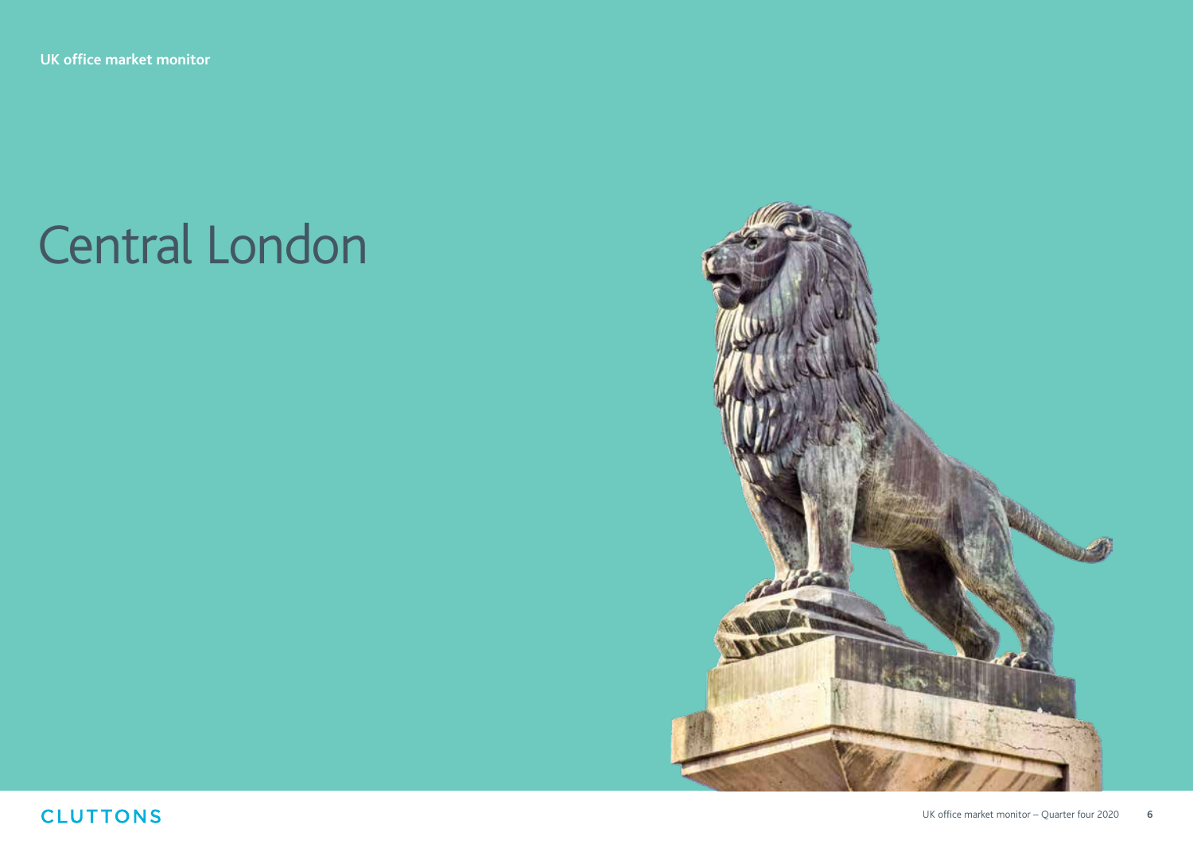# Central London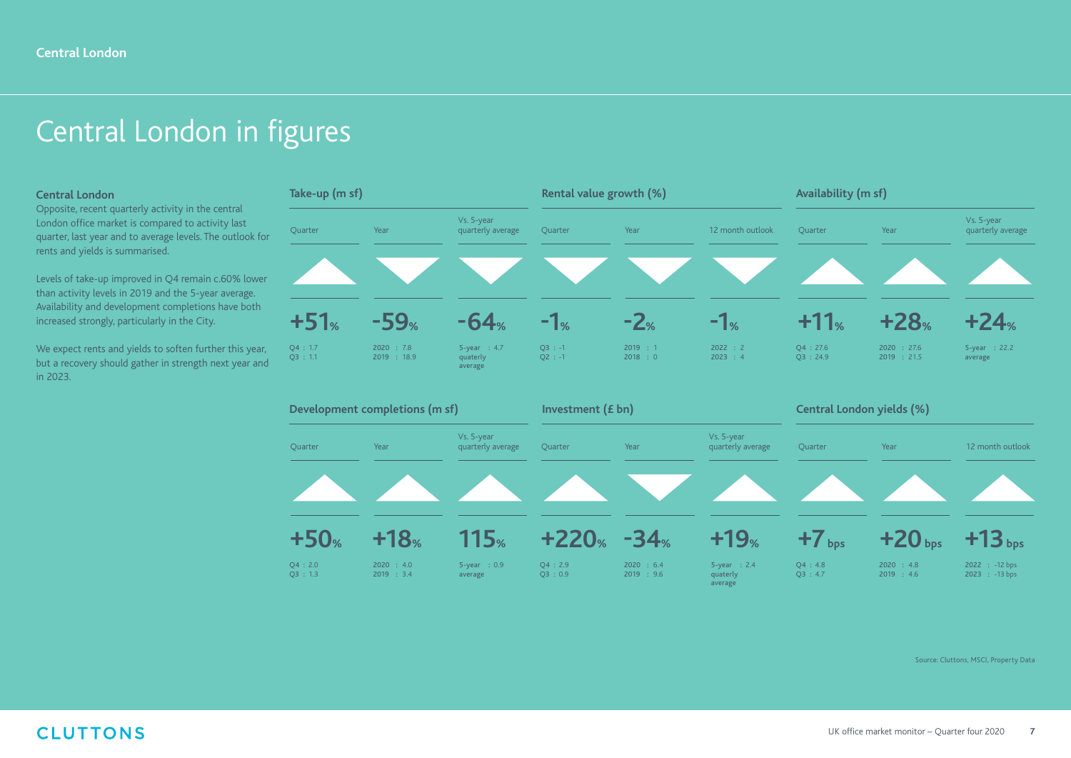# Central London in figures

### Central London

Opposite, recent quarterly activity in the central London office market is compared to activity last quarter, last year and to average levels. The outlook for rents and yields is summarised.

Levels of take-up improved in Q4 remain c.60% lower than activity levels in 2019 and the 5-year average. Availability and development completions have both increased strongly, particularly in the City.

We expect rents and yields to soften further this year, but a recovery should gather in strength next year and in 2023.

### Take-up (m sf)

| Quarter | Year | Vs. 5-year quarterly average |
|---|---|---|
| ▲ | ▼ | ▼ |
| +51% | -59% | -64% |
| Q4 : 1.7<br>Q3 : 1.1 | 2020 : 7.8<br>2019 : 18.9 | 5-year quaterly average : 4.7 |

### Rental value growth (%)

| Quarter | Year | 12 month outlook |
|---|---|---|
| ▼ | ▼ | ▼ |
| -1% | -2% | -1% |
| Q3 : -1<br>Q2 : -1 | 2019 : 1<br>2018 : 0 | 2022 : 2<br>2023 : 4 |

### Availability (m sf)

| Quarter | Year | Vs. 5-year quarterly average |
|---|---|---|
| ▲ | ▲ | ▲ |
| +11% | +28% | +24% |
| Q4 : 27.6<br>Q3 : 24.9 | 2020 : 27.6<br>2019 : 21.5 | 5-year average : 22.2 |

### Development completions (m sf)

| Quarter | Year | Vs. 5-year quarterly average |
|---|---|---|
| ▲ | ▲ | ▲ |
| +50% | +18% | 115% |
| Q4 : 2.0<br>Q3 : 1.3 | 2020 : 4.0<br>2019 : 3.4 | 5-year average : 0.9 |

### Investment (£ bn)

| Quarter | Year | Vs. 5-year quarterly average |
|---|---|---|
| ▲ | ▼ | ▲ |
| +220% | -34% | +19% |
| Q4 : 2.9<br>Q3 : 0.9 | 2020 : 6.4<br>2019 : 9.6 | 5-year quaterly average : 2.4 |

### Central London yields (%)

| Quarter | Year | 12 month outlook |
|---|---|---|
| ▲ | ▲ | ▲ |
| +7 bps | +20 bps | +13 bps |
| Q4 : 4.8<br>Q3 : 4.7 | 2020 : 4.8<br>2019 : 4.6 | 2022 : -12 bps<br>2023 : -13 bps |

Source: Cluttons, MSCI, Property Data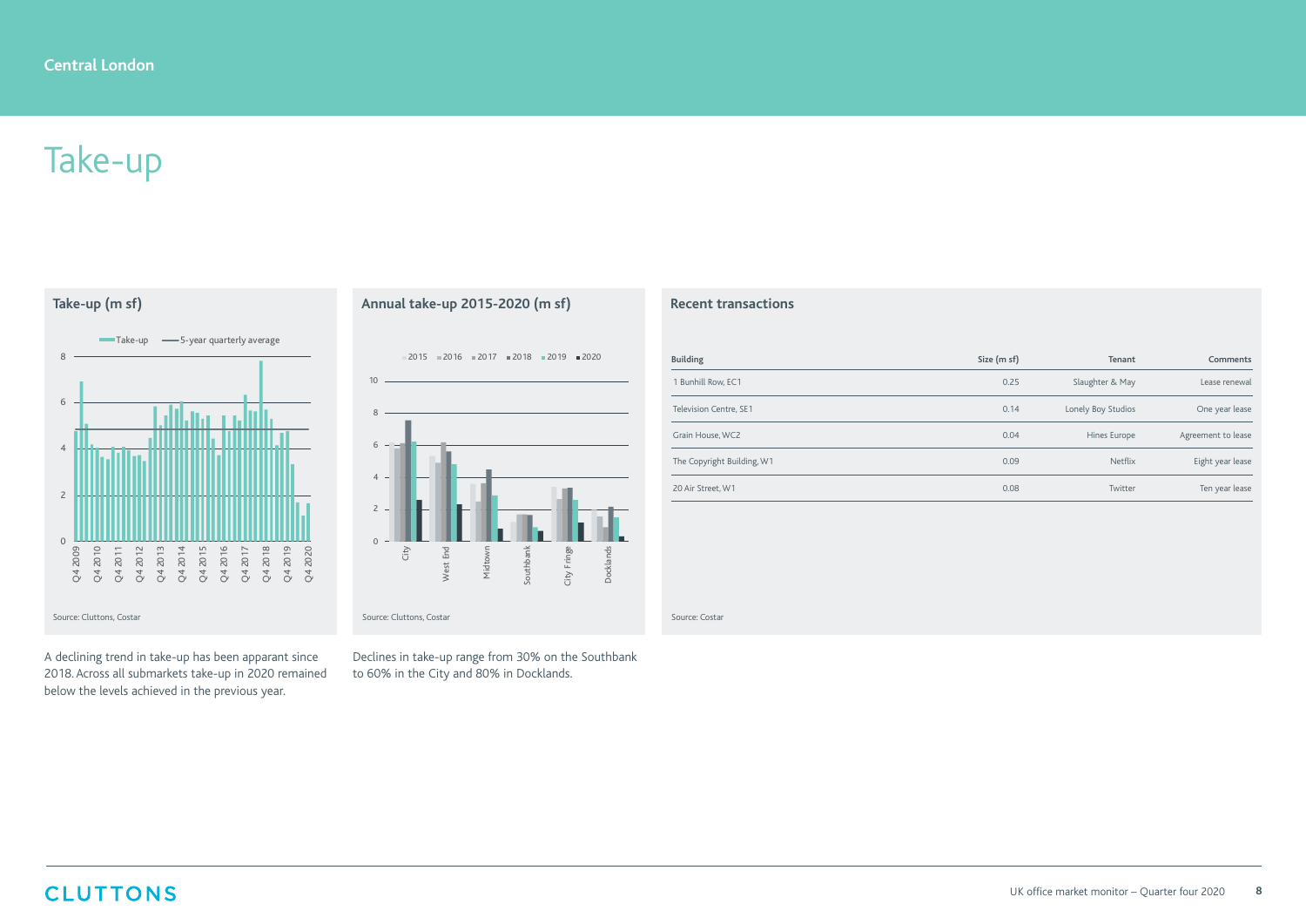# Take-up

### Take-up (m sf)

Source: Cluttons, Costar

A declining trend in take-up has been apparant since 2018. Across all submarkets take-up in 2020 remained below the levels achieved in the previous year.

### Annual take-up 2015-2020 (m sf)

Source: Cluttons, Costar

Declines in take-up range from 30% on the Southbank to 60% in the City and 80% in Docklands.

### Recent transactions

| Building | Size (m sf) | Tenant | Comments |
|---|---|---|---|
| 1 Bunhill Row, EC1 | 0.25 | Slaughter & May | Lease renewal |
| Television Centre, SE1 | 0.14 | Lonely Boy Studios | One year lease |
| Grain House, WC2 | 0.04 | Hines Europe | Agreement to lease |
| The Copyright Building, W1 | 0.09 | Netflix | Eight year lease |
| 20 Air Street, W1 | 0.08 | Twitter | Ten year lease |

Source: Costar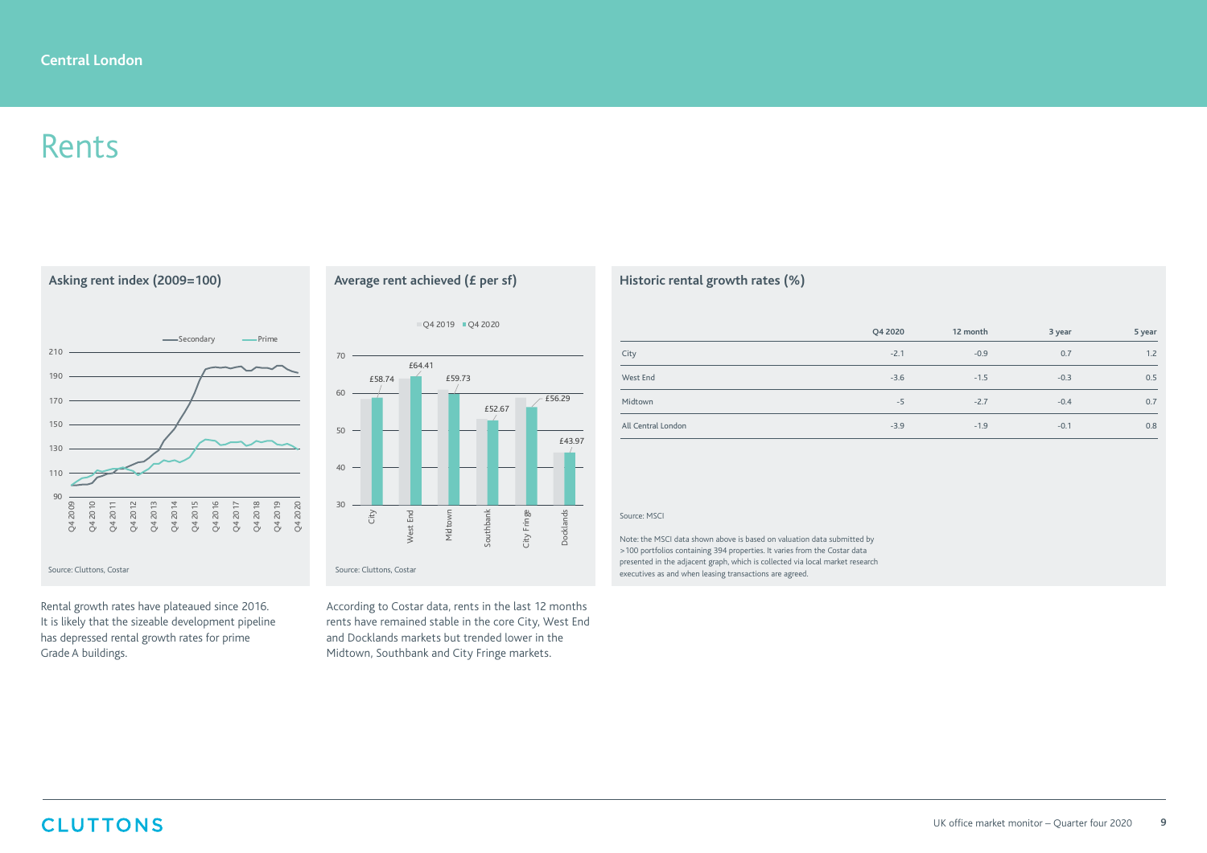## Central London

# Rents

### Asking rent index (2009=100)

Secondary — Prime

Source: Cluttons, Costar

Rental growth rates have plateaued since 2016. It is likely that the sizeable development pipeline has depressed rental growth rates for prime Grade A buildings.

### Average rent achieved (£ per sf)

Q4 2019 ■ Q4 2020

| | Q4 2020 |
|---|---|
| City | £58.74 |
| West End | £64.41 |
| Midtown | £59.73 |
| Southbank | £52.67 |
| City Fringe | £56.29 |
| Docklands | £43.97 |

Source: Cluttons, Costar

According to Costar data, rents in the last 12 months rents have remained stable in the core City, West End and Docklands markets but trended lower in the Midtown, Southbank and City Fringe markets.

### Historic rental growth rates (%)

| | Q4 2020 | 12 month | 3 year | 5 year |
|---|---|---|---|---|
| City | -2.1 | -0.9 | 0.7 | 1.2 |
| West End | -3.6 | -1.5 | -0.3 | 0.5 |
| Midtown | -5 | -2.7 | -0.4 | 0.7 |
| All Central London | -3.9 | -1.9 | -0.1 | 0.8 |

Source: MSCI

Note: the MSCI data shown above is based on valuation data submitted by >100 portfolios containing 394 properties. It varies from the Costar data presented in the adjacent graph, which is collected via local market research executives as and when leasing transactions are agreed.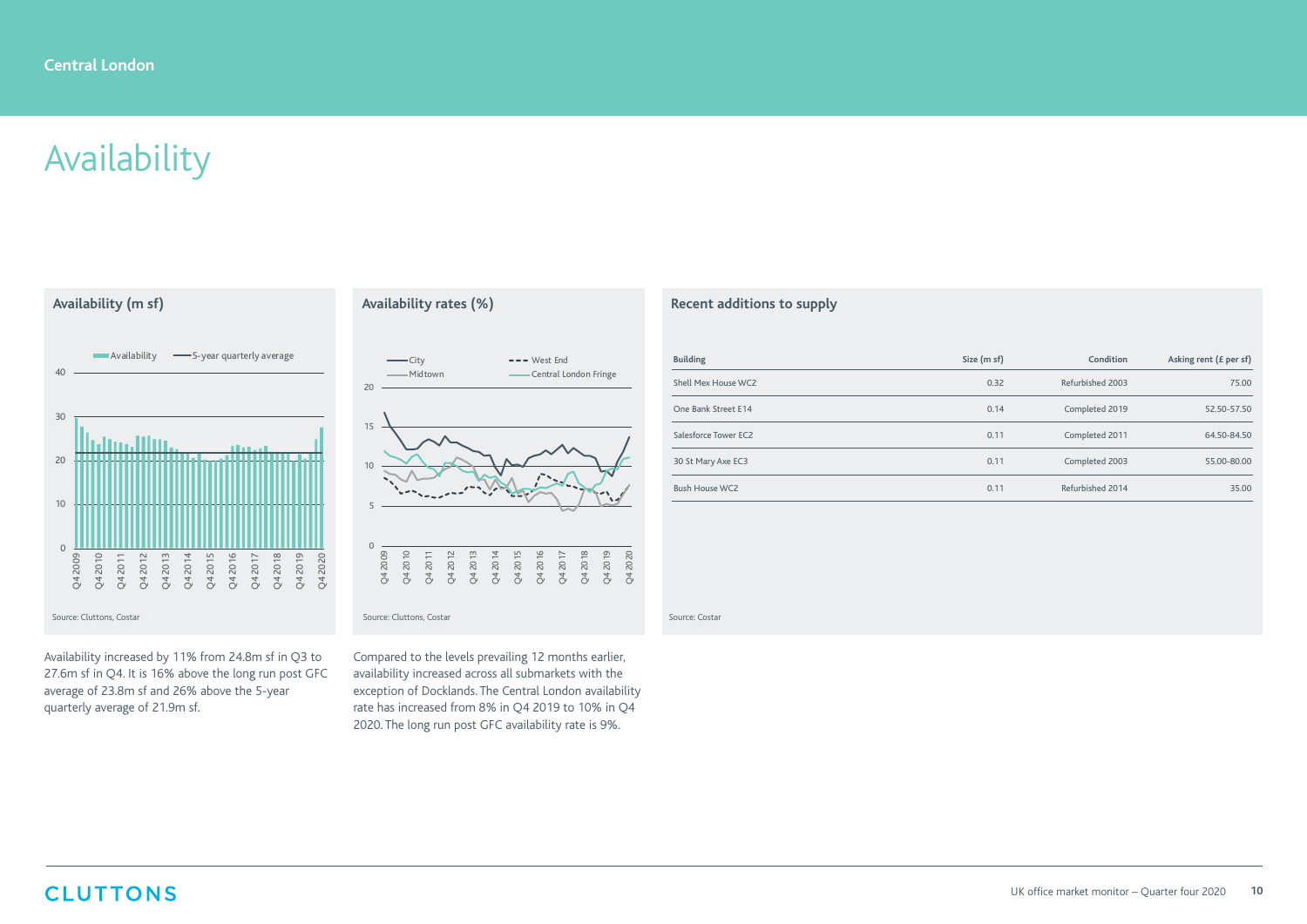Central London

# Availability

### Availability (m sf)

Source: Cluttons, Costar

Availability increased by 11% from 24.8m sf in Q3 to 27.6m sf in Q4. It is 16% above the long run post GFC average of 23.8m sf and 26% above the 5-year quarterly average of 21.9m sf.

### Availability rates (%)

Source: Cluttons, Costar

Compared to the levels prevailing 12 months earlier, availability increased across all submarkets with the exception of Docklands. The Central London availability rate has increased from 8% in Q4 2019 to 10% in Q4 2020. The long run post GFC availability rate is 9%.

### Recent additions to supply

| Building | Size (m sf) | Condition | Asking rent (£ per sf) |
|---|---|---|---|
| Shell Mex House WC2 | 0.32 | Refurbished 2003 | 75.00 |
| One Bank Street E14 | 0.14 | Completed 2019 | 52.50-57.50 |
| Salesforce Tower EC2 | 0.11 | Completed 2011 | 64.50-84.50 |
| 30 St Mary Axe EC3 | 0.11 | Completed 2003 | 55.00-80.00 |
| Bush House WC2 | 0.11 | Refurbished 2014 | 35.00 |

Source: Costar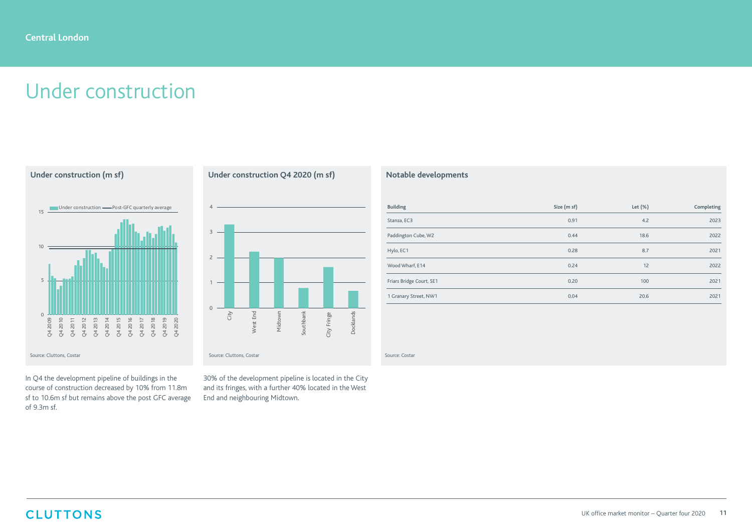# Under construction

## Under construction (m sf)

Under construction — Post-GFC quarterly average

Source: Cluttons, Costar

In Q4 the development pipeline of buildings in the course of construction decreased by 10% from 11.8m sf to 10.6m sf but remains above the post GFC average of 9.3m sf.

## Under construction Q4 2020 (m sf)

Source: Cluttons, Costar

30% of the development pipeline is located in the City and its fringes, with a further 40% located in the West End and neighbouring Midtown.

## Notable developments

| Building | Size (m sf) | Let (%) | Completing |
|---|---|---|---|
| Stanza, EC3 | 0.91 | 4.2 | 2023 |
| Paddington Cube, W2 | 0.44 | 18.6 | 2022 |
| Hylo, EC1 | 0.28 | 8.7 | 2021 |
| Wood Wharf, E14 | 0.24 | 12 | 2022 |
| Friars Bridge Court, SE1 | 0.20 | 100 | 2021 |
| 1 Granary Street, NW1 | 0.04 | 20.6 | 2021 |

Source: Costar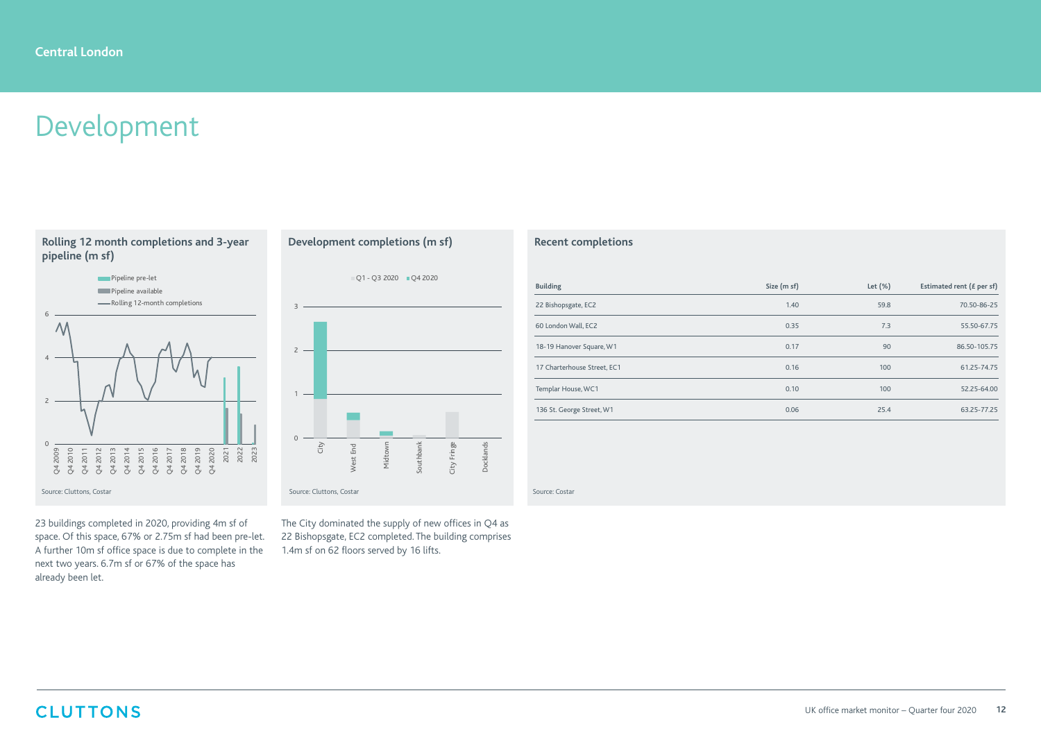# Development

### Rolling 12 month completions and 3-year pipeline (m sf)

Pipeline pre-let
Pipeline available
Rolling 12-month completions

Source: Cluttons, Costar

23 buildings completed in 2020, providing 4m sf of space. Of this space, 67% or 2.75m sf had been pre-let. A further 10m sf office space is due to complete in the next two years. 6.7m sf or 67% of the space has already been let.

### Development completions (m sf)

Q1 - Q3 2020 Q4 2020

Source: Cluttons, Costar

The City dominated the supply of new offices in Q4 as 22 Bishopsgate, EC2 completed. The building comprises 1.4m sf on 62 floors served by 16 lifts.

### Recent completions

| Building | Size (m sf) | Let (%) | Estimated rent (£ per sf) |
|---|---|---|---|
| 22 Bishopsgate, EC2 | 1.40 | 59.8 | 70.50-86-25 |
| 60 London Wall, EC2 | 0.35 | 7.3 | 55.50-67.75 |
| 18-19 Hanover Square, W1 | 0.17 | 90 | 86.50-105.75 |
| 17 Charterhouse Street, EC1 | 0.16 | 100 | 61.25-74.75 |
| Templar House, WC1 | 0.10 | 100 | 52.25-64.00 |
| 136 St. George Street, W1 | 0.06 | 25.4 | 63.25-77.25 |

Source: Costar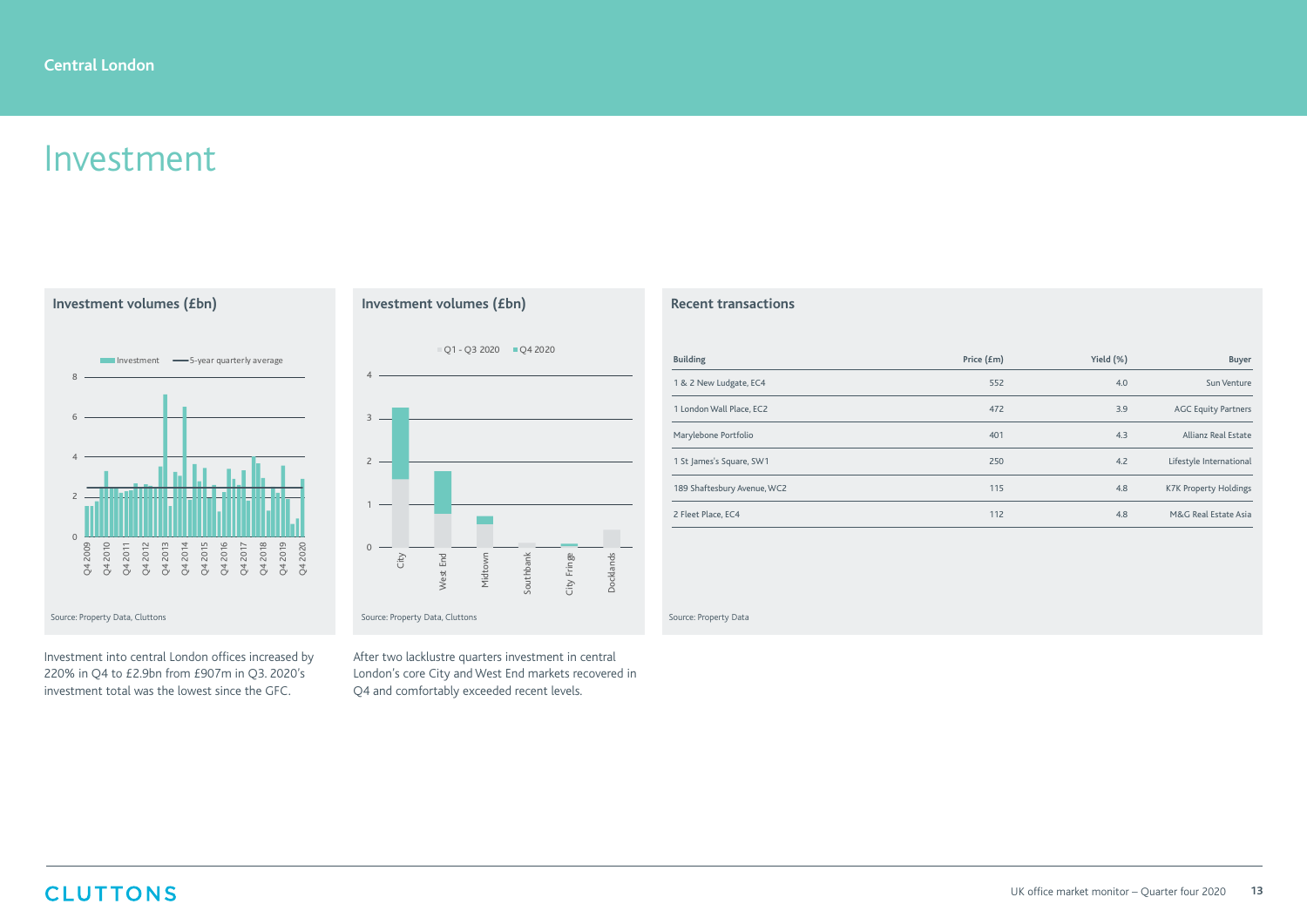# Investment

### Investment volumes (£bn)

Source: Property Data, Cluttons

Investment into central London offices increased by 220% in Q4 to £2.9bn from £907m in Q3. 2020's investment total was the lowest since the GFC.

### Investment volumes (£bn)

Source: Property Data, Cluttons

After two lacklustre quarters investment in central London's core City and West End markets recovered in Q4 and comfortably exceeded recent levels.

### Recent transactions

| Building | Price (£m) | Yield (%) | Buyer |
|---|---|---|---|
| 1 & 2 New Ludgate, EC4 | 552 | 4.0 | Sun Venture |
| 1 London Wall Place, EC2 | 472 | 3.9 | AGC Equity Partners |
| Marylebone Portfolio | 401 | 4.3 | Allianz Real Estate |
| 1 St James's Square, SW1 | 250 | 4.2 | Lifestyle International |
| 189 Shaftesbury Avenue, WC2 | 115 | 4.8 | K7K Property Holdings |
| 2 Fleet Place, EC4 | 112 | 4.8 | M&G Real Estate Asia |

Source: Property Data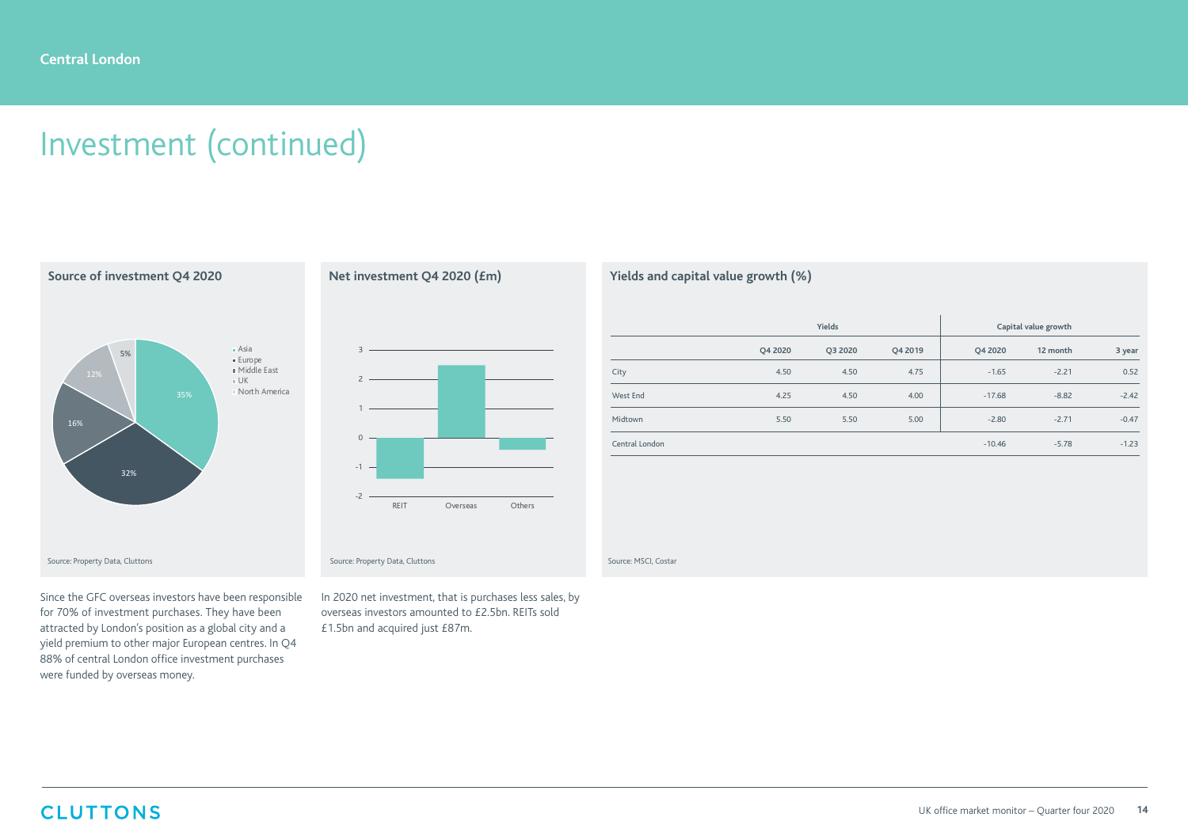# Investment (continued)

### Source of investment Q4 2020

- Asia: 35%
- Europe: 32%
- Middle East: 16%
- UK: 12%
- North America: 5%

Source: Property Data, Cluttons

Since the GFC overseas investors have been responsible for 70% of investment purchases. They have been attracted by London's position as a global city and a yield premium to other major European centres. In Q4 88% of central London office investment purchases were funded by overseas money.

### Net investment Q4 2020 (£m)

Source: Property Data, Cluttons

In 2020 net investment, that is purchases less sales, by overseas investors amounted to £2.5bn. REITs sold £1.5bn and acquired just £87m.

### Yields and capital value growth (%)

| | Yields | | | Capital value growth | | |
|---|---|---|---|---|---|---|
| | Q4 2020 | Q3 2020 | Q4 2019 | Q4 2020 | 12 month | 3 year |
| City | 4.50 | 4.50 | 4.75 | -1.65 | -2.21 | 0.52 |
| West End | 4.25 | 4.50 | 4.00 | -17.68 | -8.82 | -2.42 |
| Midtown | 5.50 | 5.50 | 5.00 | -2.80 | -2.71 | -0.47 |
| Central London | | | | -10.46 | -5.78 | -1.23 |

Source: MSCI, Costar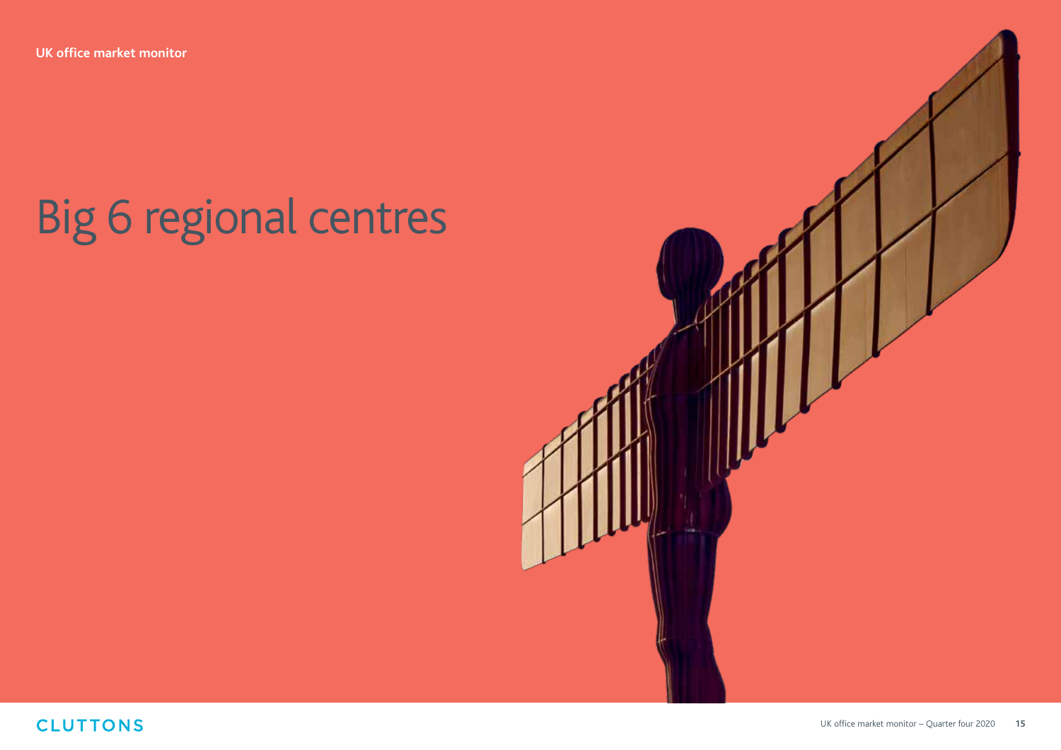# Big 6 regional centres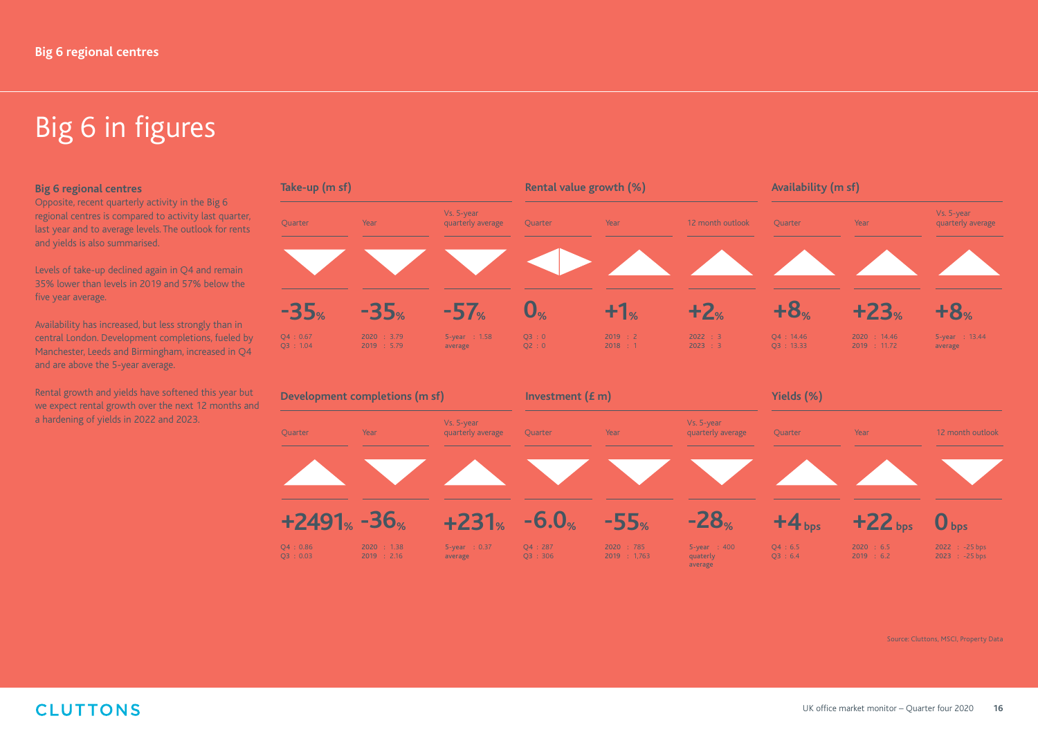# Big 6 in figures

**Big 6 regional centres**

Opposite, recent quarterly activity in the Big 6 regional centres is compared to activity last quarter, last year and to average levels. The outlook for rents and yields is also summarised.

Levels of take-up declined again in Q4 and remain 35% lower than levels in 2019 and 57% below the five year average.

Availability has increased, but less strongly than in central London. Development completions, fueled by Manchester, Leeds and Birmingham, increased in Q4 and are above the 5-year average.

Rental growth and yields have softened this year but we expect rental growth over the next 12 months and a hardening of yields in 2022 and 2023.

### Take-up (m sf)

| Quarter | Year | Vs. 5-year quarterly average |
|---|---|---|
| ▼ | ▼ | ▼ |
| -35% | -35% | -57% |
| Q4 : 0.67<br>Q3 : 1.04 | 2020 : 3.79<br>2019 : 5.79 | 5-year average : 1.58 |

### Rental value growth (%)

| Quarter | Year | 12 month outlook |
|---|---|---|
| ◄► | ▲ | ▲ |
| 0% | +1% | +2% |
| Q3 : 0<br>Q2 : 0 | 2019 : 2<br>2018 : 1 | 2022 : 3<br>2023 : 3 |

### Availability (m sf)

| Quarter | Year | Vs. 5-year quarterly average |
|---|---|---|
| ▲ | ▲ | ▲ |
| +8% | +23% | +8% |
| Q4 : 14.46<br>Q3 : 13.33 | 2020 : 14.46<br>2019 : 11.72 | 5-year average : 13.44 |

### Development completions (m sf)

| Quarter | Year | Vs. 5-year quarterly average |
|---|---|---|
| ▲ | ▼ | ▲ |
| +2491% | -36% | +231% |
| Q4 : 0.86<br>Q3 : 0.03 | 2020 : 1.38<br>2019 : 2.16 | 5-year average : 0.37 |

### Investment (£ m)

| Quarter | Year | Vs. 5-year quarterly average |
|---|---|---|
| ▼ | ▼ | ▼ |
| -6.0% | -55% | -28% |
| Q4 : 287<br>Q3 : 306 | 2020 : 785<br>2019 : 1,763 | 5-year quarterly average : 400 |

### Yields (%)

| Quarter | Year | 12 month outlook |
|---|---|---|
| ▲ | ▲ | ▼ |
| +4 bps | +22 bps | 0 bps |
| Q4 : 6.5<br>Q3 : 6.4 | 2020 : 6.5<br>2019 : 6.2 | 2022 : -25 bps<br>2023 : -25 bps |

Source: Cluttons, MSCI, Property Data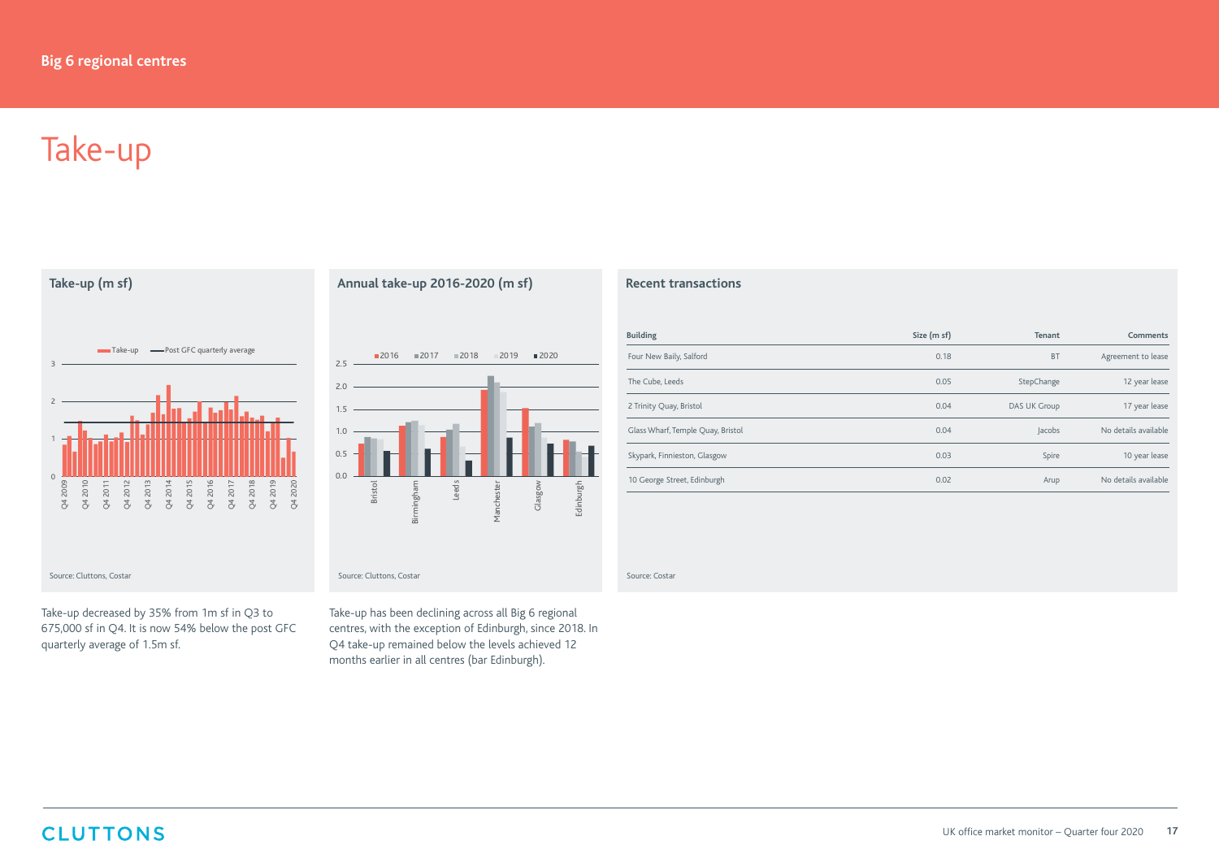## Big 6 regional centres

# Take-up

### Take-up (m sf)

Source: Cluttons, Costar

Take-up decreased by 35% from 1m sf in Q3 to 675,000 sf in Q4. It is now 54% below the post GFC quarterly average of 1.5m sf.

### Annual take-up 2016-2020 (m sf)

Source: Cluttons, Costar

Take-up has been declining across all Big 6 regional centres, with the exception of Edinburgh, since 2018. In Q4 take-up remained below the levels achieved 12 months earlier in all centres (bar Edinburgh).

### Recent transactions

| Building | Size (m sf) | Tenant | Comments |
|---|---|---|---|
| Four New Baily, Salford | 0.18 | BT | Agreement to lease |
| The Cube, Leeds | 0.05 | StepChange | 12 year lease |
| 2 Trinity Quay, Bristol | 0.04 | DAS UK Group | 17 year lease |
| Glass Wharf, Temple Quay, Bristol | 0.04 | Jacobs | No details available |
| Skypark, Finnieston, Glasgow | 0.03 | Spire | 10 year lease |
| 10 George Street, Edinburgh | 0.02 | Arup | No details available |

Source: Costar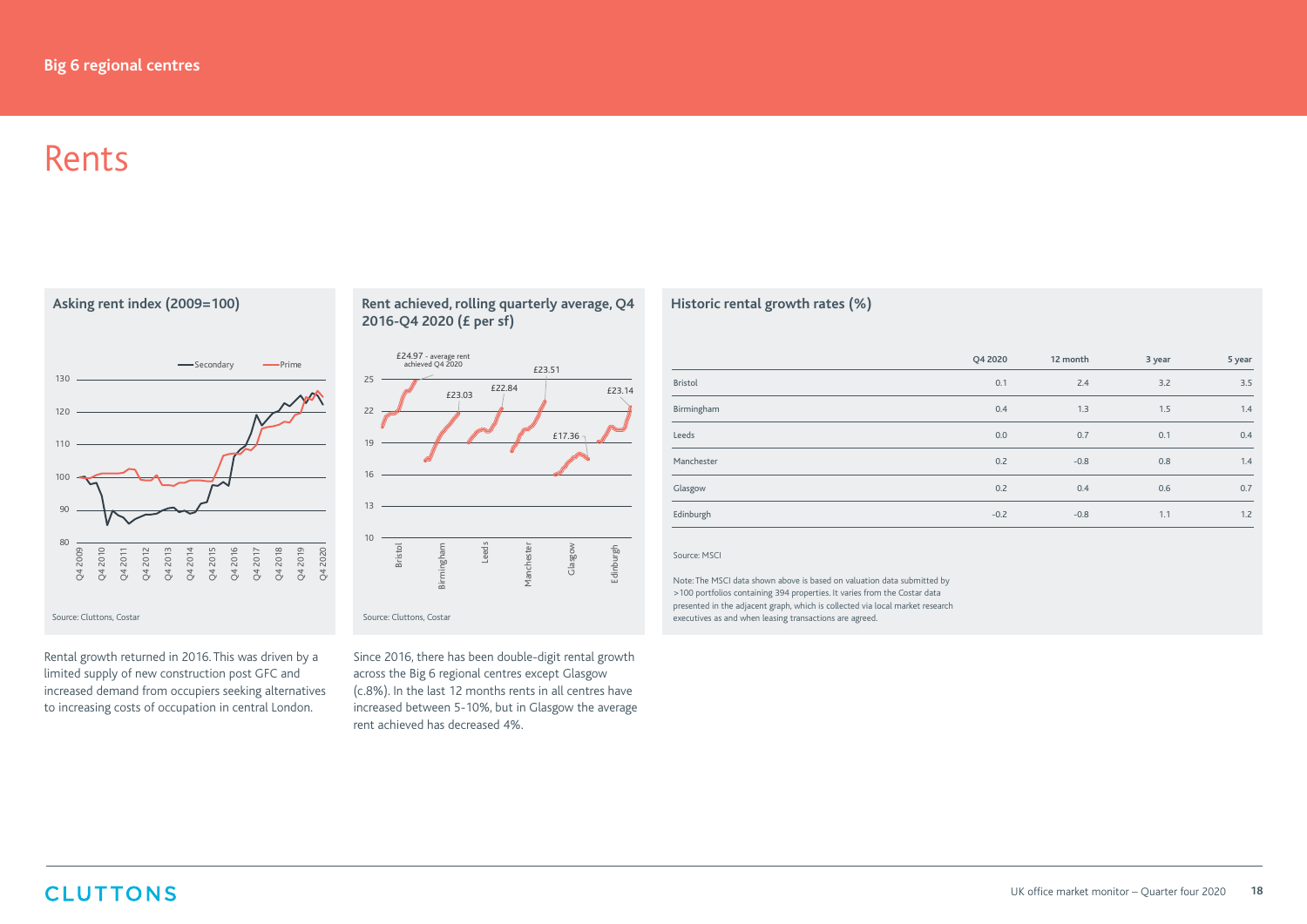# Rents

### Asking rent index (2009=100)

Source: Cluttons, Costar

Rental growth returned in 2016. This was driven by a limited supply of new construction post GFC and increased demand from occupiers seeking alternatives to increasing costs of occupation in central London.

### Rent achieved, rolling quarterly average, Q4 2016-Q4 2020 (£ per sf)

Source: Cluttons, Costar

Since 2016, there has been double-digit rental growth across the Big 6 regional centres except Glasgow (c.8%). In the last 12 months rents in all centres have increased between 5-10%, but in Glasgow the average rent achieved has decreased 4%.

### Historic rental growth rates (%)

| | Q4 2020 | 12 month | 3 year | 5 year |
|---|---|---|---|---|
| Bristol | 0.1 | 2.4 | 3.2 | 3.5 |
| Birmingham | 0.4 | 1.3 | 1.5 | 1.4 |
| Leeds | 0.0 | 0.7 | 0.1 | 0.4 |
| Manchester | 0.2 | -0.8 | 0.8 | 1.4 |
| Glasgow | 0.2 | 0.4 | 0.6 | 0.7 |
| Edinburgh | -0.2 | -0.8 | 1.1 | 1.2 |

Source: MSCI

Note: The MSCI data shown above is based on valuation data submitted by >100 portfolios containing 394 properties. It varies from the Costar data presented in the adjacent graph, which is collected via local market research executives as and when leasing transactions are agreed.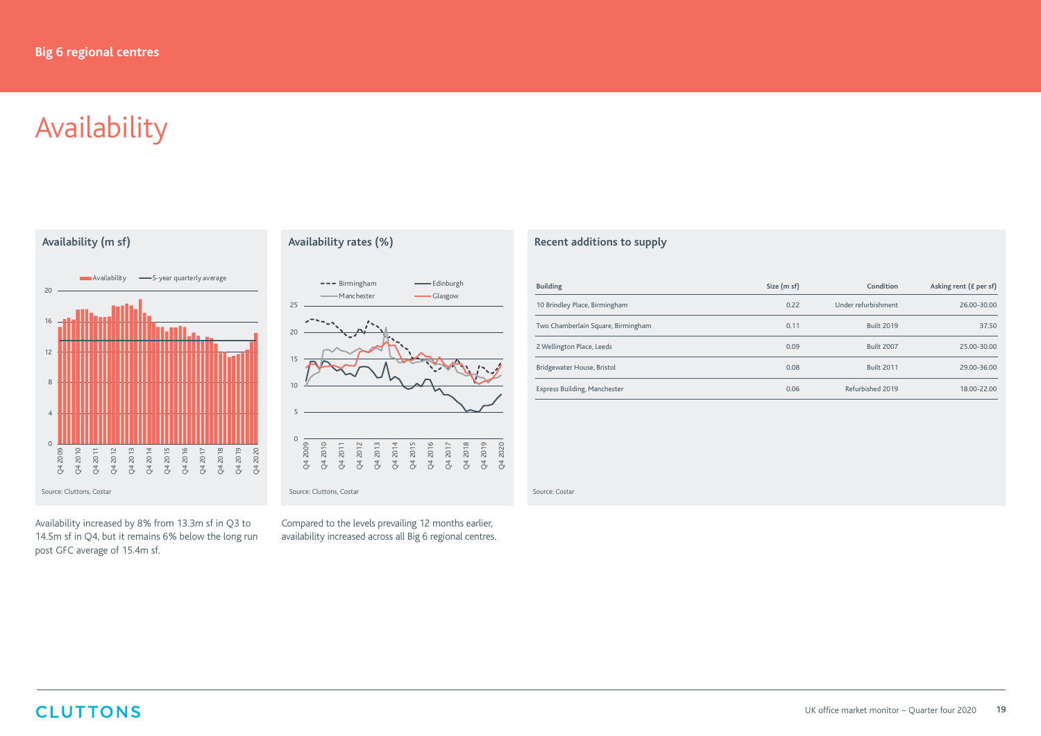# Availability

### Availability (m sf)

Source: Cluttons, Costar

Availability increased by 8% from 13.3m sf in Q3 to 14.5m sf in Q4, but it remains 6% below the long run post GFC average of 15.4m sf.

### Availability rates (%)

Source: Cluttons, Costar

Compared to the levels prevailing 12 months earlier, availability increased across all Big 6 regional centres.

### Recent additions to supply

| Building | Size (m sf) | Condition | Asking rent (£ per sf) |
|---|---|---|---|
| 10 Brindley Place, Birmingham | 0.22 | Under refurbishment | 26.00-30.00 |
| Two Chamberlain Square, Birmingham | 0.11 | Built 2019 | 37.50 |
| 2 Wellington Place, Leeds | 0.09 | Built 2007 | 25.00-30.00 |
| Bridgewater House, Bristol | 0.08 | Built 2011 | 29.00-36.00 |
| Express Building, Manchester | 0.06 | Refurbished 2019 | 18.00-22.00 |

Source: Costar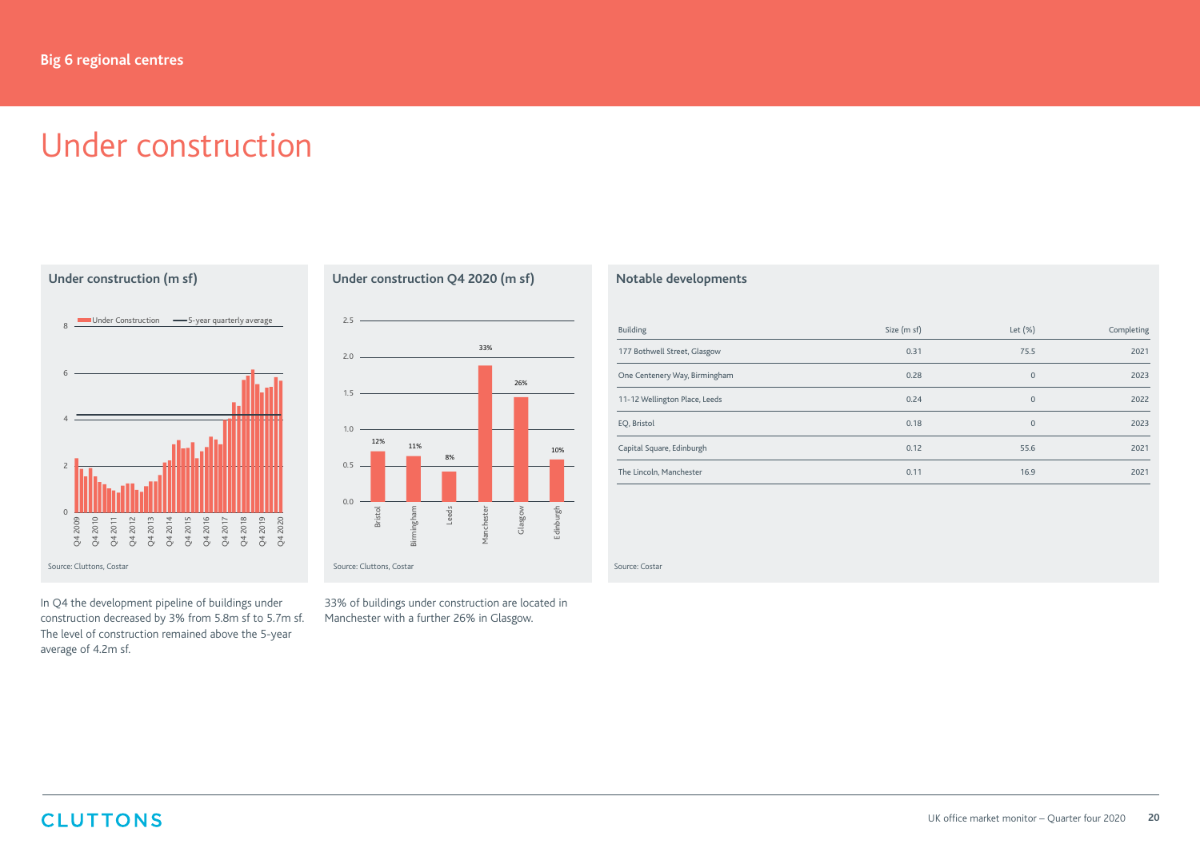# Under construction

### Under construction (m sf)

Source: Cluttons, Costar

In Q4 the development pipeline of buildings under construction decreased by 3% from 5.8m sf to 5.7m sf. The level of construction remained above the 5-year average of 4.2m sf.

### Under construction Q4 2020 (m sf)

| City | Share |
|---|---|
| Bristol | 12% |
| Birmingham | 11% |
| Leeds | 8% |
| Manchester | 33% |
| Glasgow | 26% |
| Edinburgh | 10% |

Source: Cluttons, Costar

33% of buildings under construction are located in Manchester with a further 26% in Glasgow.

### Notable developments

| Building | Size (m sf) | Let (%) | Completing |
|---|---|---|---|
| 177 Bothwell Street, Glasgow | 0.31 | 75.5 | 2021 |
| One Centenery Way, Birmingham | 0.28 | 0 | 2023 |
| 11-12 Wellington Place, Leeds | 0.24 | 0 | 2022 |
| EQ, Bristol | 0.18 | 0 | 2023 |
| Capital Square, Edinburgh | 0.12 | 55.6 | 2021 |
| The Lincoln, Manchester | 0.11 | 16.9 | 2021 |

Source: Costar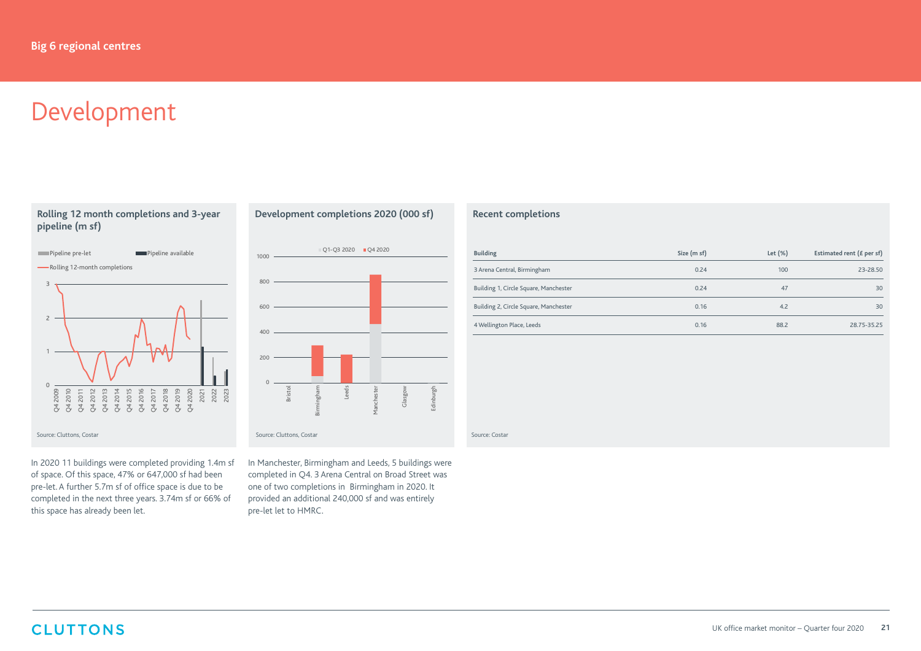# Development

## Rolling 12 month completions and 3-year pipeline (m sf)

Pipeline pre-let | Pipeline available | Rolling 12-month completions

Source: Cluttons, Costar

## Development completions 2020 (000 sf)

Q1-Q3 2020 | Q4 2020

Source: Cluttons, Costar

## Recent completions

| Building | Size (m sf) | Let (%) | Estimated rent (£ per sf) |
|---|---|---|---|
| 3 Arena Central, Birmingham | 0.24 | 100 | 23-28.50 |
| Building 1, Circle Square, Manchester | 0.24 | 47 | 30 |
| Building 2, Circle Square, Manchester | 0.16 | 4.2 | 30 |
| 4 Wellington Place, Leeds | 0.16 | 88.2 | 28.75-35.25 |

Source: Costar

In 2020 11 buildings were completed providing 1.4m sf of space. Of this space, 47% or 647,000 sf had been pre-let. A further 5.7m sf of office space is due to be completed in the next three years. 3.74m sf or 66% of this space has already been let.

In Manchester, Birmingham and Leeds, 5 buildings were completed in Q4. 3 Arena Central on Broad Street was one of two completions in Birmingham in 2020. It provided an additional 240,000 sf and was entirely pre-let let to HMRC.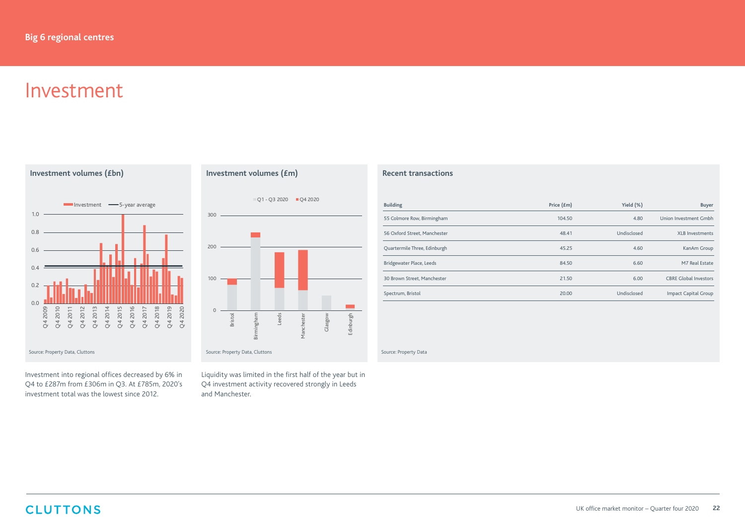# Investment

### Investment volumes (£bn)

Investment — 5-year average

Source: Property Data, Cluttons

Investment into regional offices decreased by 6% in Q4 to £287m from £306m in Q3. At £785m, 2020's investment total was the lowest since 2012.

### Investment volumes (£m)

Q1 - Q3 2020 — Q4 2020

Source: Property Data, Cluttons

Liquidity was limited in the first half of the year but in Q4 investment activity recovered strongly in Leeds and Manchester.

### Recent transactions

| Building | Price (£m) | Yield (%) | Buyer |
|---|---|---|---|
| 55 Colmore Row, Birmingham | 104.50 | 4.80 | Union Investment Gmbh |
| 56 Oxford Street, Manchester | 48.41 | Undisclosed | XLB Investments |
| Quartermile Three, Edinburgh | 45.25 | 4.60 | KanAm Group |
| Bridgewater Place, Leeds | 84.50 | 6.60 | M7 Real Estate |
| 30 Brown Street, Manchester | 21.50 | 6.00 | CBRE Global Investors |
| Spectrum, Bristol | 20.00 | Undisclosed | Impact Capital Group |

Source: Property Data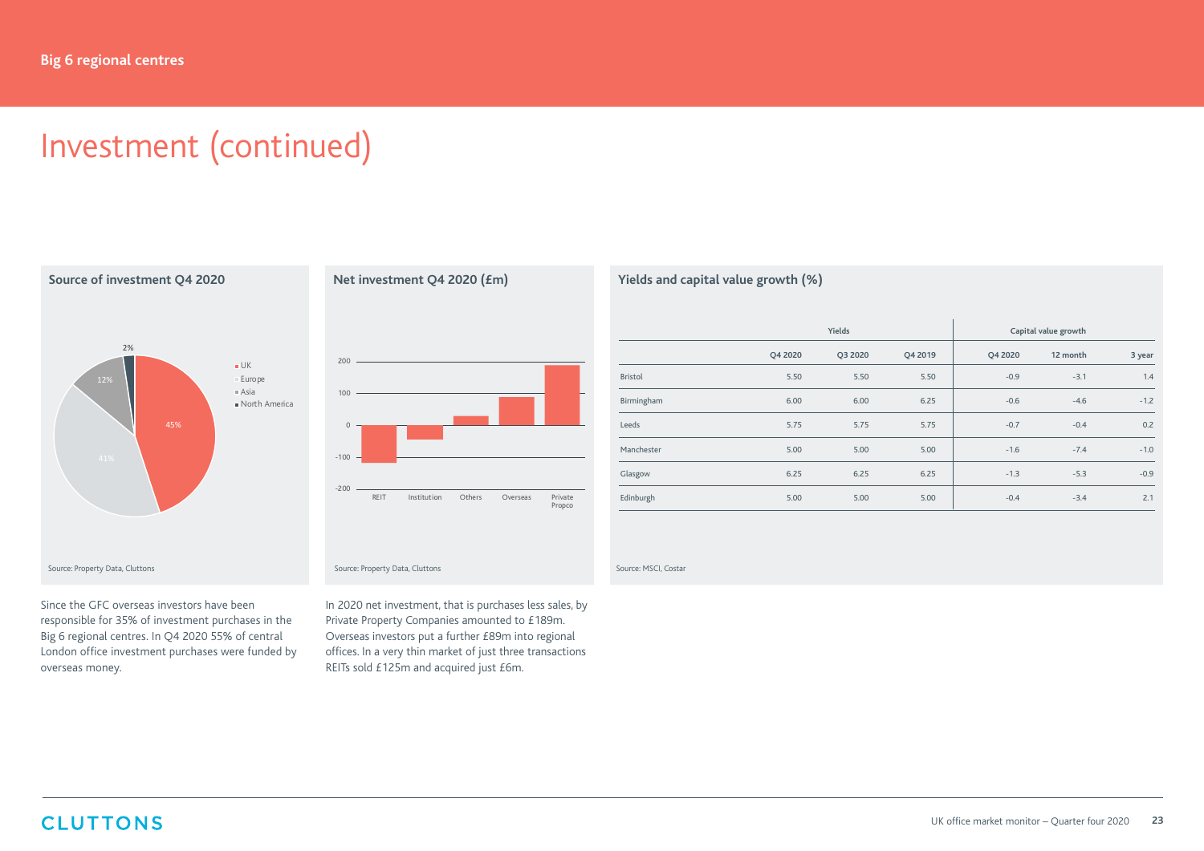# Investment (continued)

### Source of investment Q4 2020

- UK: 45%
- Europe: 41%
- Asia: 12%
- North America: 2%

Source: Property Data, Cluttons

Since the GFC overseas investors have been responsible for 35% of investment purchases in the Big 6 regional centres. In Q4 2020 55% of central London office investment purchases were funded by overseas money.

### Net investment Q4 2020 (£m)

Categories: REIT, Institution, Others, Overseas, Private Propco

Source: Property Data, Cluttons

In 2020 net investment, that is purchases less sales, by Private Property Companies amounted to £189m. Overseas investors put a further £89m into regional offices. In a very thin market of just three transactions REITs sold £125m and acquired just £6m.

### Yields and capital value growth (%)

| | Yields | | | Capital value growth | | |
|---|---|---|---|---|---|---|
| | Q4 2020 | Q3 2020 | Q4 2019 | Q4 2020 | 12 month | 3 year |
| Bristol | 5.50 | 5.50 | 5.50 | -0.9 | -3.1 | 1.4 |
| Birmingham | 6.00 | 6.00 | 6.25 | -0.6 | -4.6 | -1.2 |
| Leeds | 5.75 | 5.75 | 5.75 | -0.7 | -0.4 | 0.2 |
| Manchester | 5.00 | 5.00 | 5.00 | -1.6 | -7.4 | -1.0 |
| Glasgow | 6.25 | 6.25 | 6.25 | -1.3 | -5.3 | -0.9 |
| Edinburgh | 5.00 | 5.00 | 5.00 | -0.4 | -3.4 | 2.1 |

Source: MSCI, Costar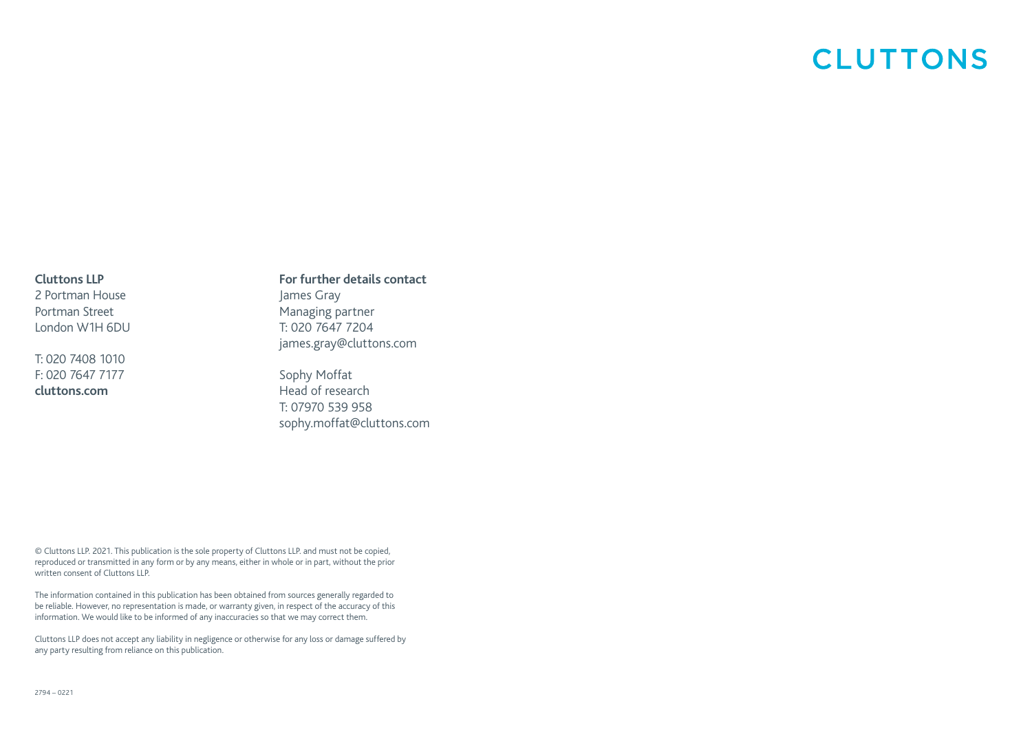CLUTTONS

**Cluttons LLP**
2 Portman House
Portman Street
London W1H 6DU

T: 020 7408 1010
F: 020 7647 7177
**cluttons.com**

**For further details contact**
James Gray
Managing partner
T: 020 7647 7204
james.gray@cluttons.com

Sophy Moffat
Head of research
T: 07970 539 958
sophy.moffat@cluttons.com

© Cluttons LLP. 2021. This publication is the sole property of Cluttons LLP. and must not be copied, reproduced or transmitted in any form or by any means, either in whole or in part, without the prior written consent of Cluttons LLP.

The information contained in this publication has been obtained from sources generally regarded to be reliable. However, no representation is made, or warranty given, in respect of the accuracy of this information. We would like to be informed of any inaccuracies so that we may correct them.

Cluttons LLP does not accept any liability in negligence or otherwise for any loss or damage suffered by any party resulting from reliance on this publication.

2794 – 0221